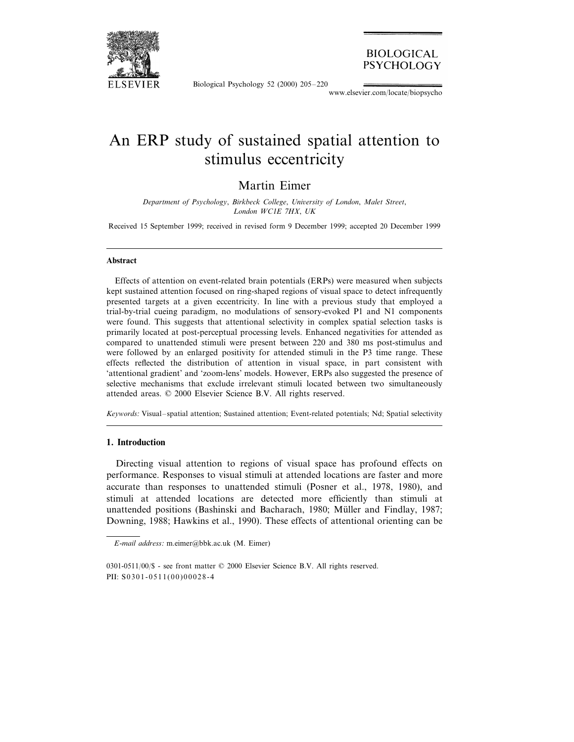# An ERP study of sustained spatial attention to stimulus eccentricity

Martin Eimer

*Department of Psychology, Birkbeck College, University of London, Malet Street, London WC1E 7HX, UK*

Received 15 September 1999; received in revised form 9 December 1999; accepted 20 December 1999

## Abstract

Effects of attention on event-related brain potentials (ERPs) were measured when subjects kept sustained attention focused on ring-shaped regions of visual space to detect infrequently presented targets at a given eccentricity. In line with a previous study that employed a trial-by-trial cueing paradigm, no modulations of sensory-evoked P1 and N1 components were found. This suggests that attentional selectivity in complex spatial selection tasks is primarily located at post-perceptual processing levels. Enhanced negativities for attended as compared to unattended stimuli were present between 220 and 380 ms post-stimulus and were followed by an enlarged positivity for attended stimuli in the P3 time range. These effects reflected the distribution of attention in visual space, in part consistent with 'attentional gradient' and 'zoom-lens' models. However, ERPs also suggested the presence of selective mechanisms that exclude irrelevant stimuli located between two simultaneously attended areas. © 2000 Elsevier Science B.V. All rights reserved.

*Keywords:* Visual–spatial attention; Sustained attention; Event-related potentials; Nd; Spatial selectivity

## 1. Introduction

Directing visual attention to regions of visual space has profound effects on performance. Responses to visual stimuli at attended locations are faster and more accurate than responses to unattended stimuli (Posner et al., 1978, 1980), and stimuli at attended locations are detected more efficiently than stimuli at unattended positions (Bashinski and Bacharach, 1980; Müller and Findlay, 1987; Downing, 1988; Hawkins et al., 1990). These effects of attentional orienting can be

*E-mail address:* m.eimer@bbk.ac.uk (M. Eimer)

0301-0511/00/$ - see front matter © 2000 Elsevier Science B.V. All rights reserved.
PII: S0301-0511(00)00028-4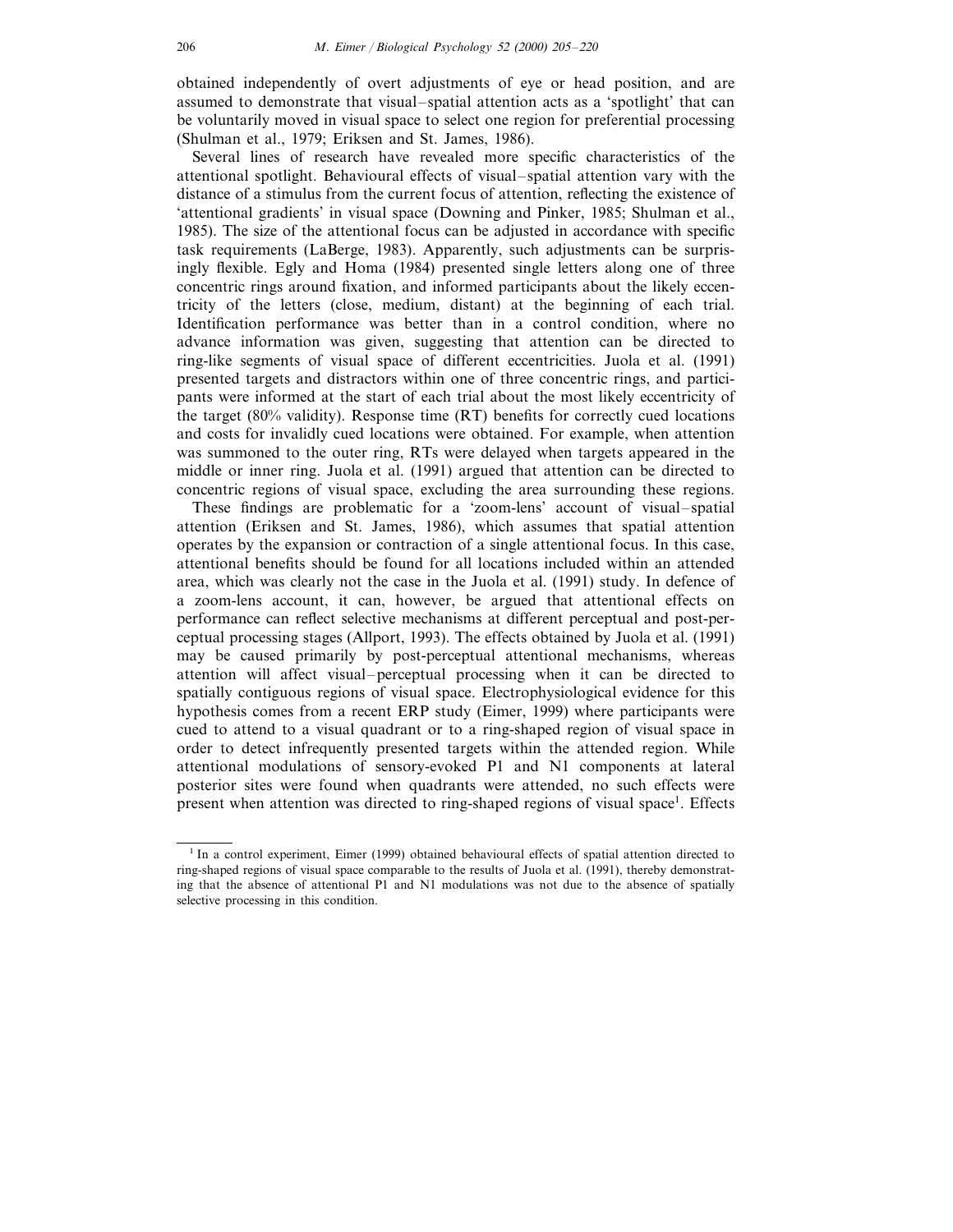obtained independently of overt adjustments of eye or head position, and are assumed to demonstrate that visual–spatial attention acts as a 'spotlight' that can be voluntarily moved in visual space to select one region for preferential processing (Shulman et al., 1979; Eriksen and St. James, 1986).

Several lines of research have revealed more specific characteristics of the attentional spotlight. Behavioural effects of visual–spatial attention vary with the distance of a stimulus from the current focus of attention, reflecting the existence of 'attentional gradients' in visual space (Downing and Pinker, 1985; Shulman et al., 1985). The size of the attentional focus can be adjusted in accordance with specific task requirements (LaBerge, 1983). Apparently, such adjustments can be surprisingly flexible. Egly and Homa (1984) presented single letters along one of three concentric rings around fixation, and informed participants about the likely eccentricity of the letters (close, medium, distant) at the beginning of each trial. Identification performance was better than in a control condition, where no advance information was given, suggesting that attention can be directed to ring-like segments of visual space of different eccentricities. Juola et al. (1991) presented targets and distractors within one of three concentric rings, and participants were informed at the start of each trial about the most likely eccentricity of the target (80% validity). Response time (RT) benefits for correctly cued locations and costs for invalidly cued locations were obtained. For example, when attention was summoned to the outer ring, RTs were delayed when targets appeared in the middle or inner ring. Juola et al. (1991) argued that attention can be directed to concentric regions of visual space, excluding the area surrounding these regions.

These findings are problematic for a 'zoom-lens' account of visual–spatial attention (Eriksen and St. James, 1986), which assumes that spatial attention operates by the expansion or contraction of a single attentional focus. In this case, attentional benefits should be found for all locations included within an attended area, which was clearly not the case in the Juola et al. (1991) study. In defence of a zoom-lens account, it can, however, be argued that attentional effects on performance can reflect selective mechanisms at different perceptual and post-perceptual processing stages (Allport, 1993). The effects obtained by Juola et al. (1991) may be caused primarily by post-perceptual attentional mechanisms, whereas attention will affect visual–perceptual processing when it can be directed to spatially contiguous regions of visual space. Electrophysiological evidence for this hypothesis comes from a recent ERP study (Eimer, 1999) where participants were cued to attend to a visual quadrant or to a ring-shaped region of visual space in order to detect infrequently presented targets within the attended region. While attentional modulations of sensory-evoked P1 and N1 components at lateral posterior sites were found when quadrants were attended, no such effects were present when attention was directed to ring-shaped regions of visual space[1]. Effects

[1] In a control experiment, Eimer (1999) obtained behavioural effects of spatial attention directed to ring-shaped regions of visual space comparable to the results of Juola et al. (1991), thereby demonstrating that the absence of attentional P1 and N1 modulations was not due to the absence of spatially selective processing in this condition.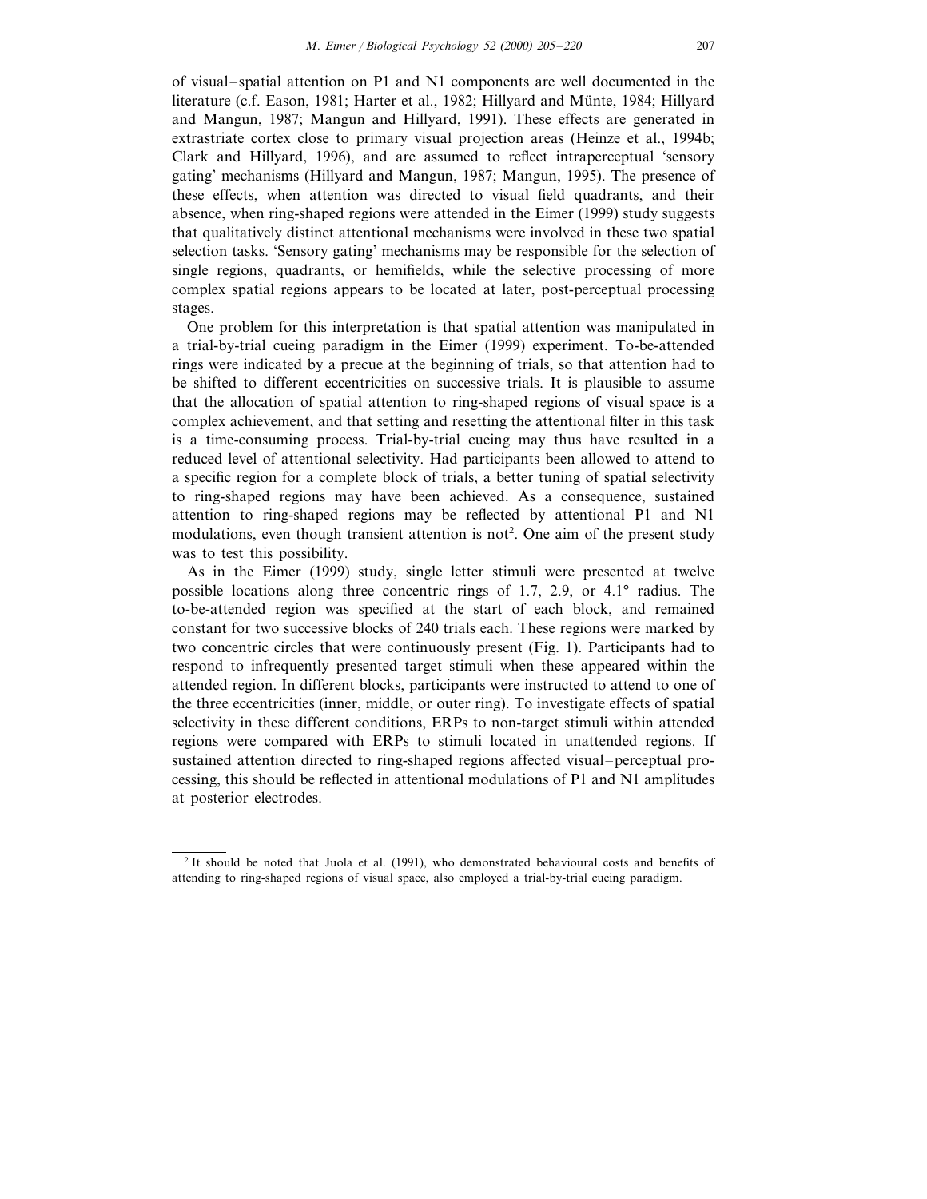of visual–spatial attention on P1 and N1 components are well documented in the literature (c.f. Eason, 1981; Harter et al., 1982; Hillyard and Münte, 1984; Hillyard and Mangun, 1987; Mangun and Hillyard, 1991). These effects are generated in extrastriate cortex close to primary visual projection areas (Heinze et al., 1994b; Clark and Hillyard, 1996), and are assumed to reflect intraperceptual 'sensory gating' mechanisms (Hillyard and Mangun, 1987; Mangun, 1995). The presence of these effects, when attention was directed to visual field quadrants, and their absence, when ring-shaped regions were attended in the Eimer (1999) study suggests that qualitatively distinct attentional mechanisms were involved in these two spatial selection tasks. 'Sensory gating' mechanisms may be responsible for the selection of single regions, quadrants, or hemifields, while the selective processing of more complex spatial regions appears to be located at later, post-perceptual processing stages.

One problem for this interpretation is that spatial attention was manipulated in a trial-by-trial cueing paradigm in the Eimer (1999) experiment. To-be-attended rings were indicated by a precue at the beginning of trials, so that attention had to be shifted to different eccentricities on successive trials. It is plausible to assume that the allocation of spatial attention to ring-shaped regions of visual space is a complex achievement, and that setting and resetting the attentional filter in this task is a time-consuming process. Trial-by-trial cueing may thus have resulted in a reduced level of attentional selectivity. Had participants been allowed to attend to a specific region for a complete block of trials, a better tuning of spatial selectivity to ring-shaped regions may have been achieved. As a consequence, sustained attention to ring-shaped regions may be reflected by attentional P1 and N1 modulations, even though transient attention is not[2]. One aim of the present study was to test this possibility.

As in the Eimer (1999) study, single letter stimuli were presented at twelve possible locations along three concentric rings of 1.7, 2.9, or 4.1° radius. The to-be-attended region was specified at the start of each block, and remained constant for two successive blocks of 240 trials each. These regions were marked by two concentric circles that were continuously present (Fig. 1). Participants had to respond to infrequently presented target stimuli when these appeared within the attended region. In different blocks, participants were instructed to attend to one of the three eccentricities (inner, middle, or outer ring). To investigate effects of spatial selectivity in these different conditions, ERPs to non-target stimuli within attended regions were compared with ERPs to stimuli located in unattended regions. If sustained attention directed to ring-shaped regions affected visual–perceptual processing, this should be reflected in attentional modulations of P1 and N1 amplitudes at posterior electrodes.

[2] It should be noted that Juola et al. (1991), who demonstrated behavioural costs and benefits of attending to ring-shaped regions of visual space, also employed a trial-by-trial cueing paradigm.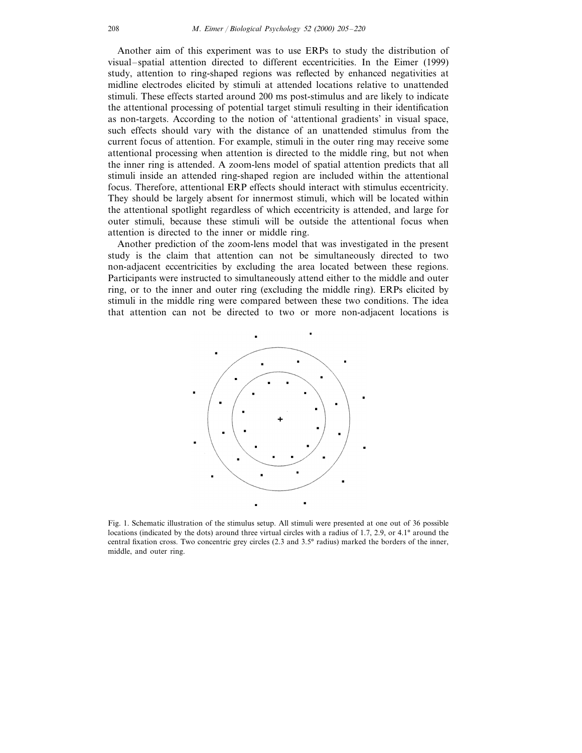Another aim of this experiment was to use ERPs to study the distribution of visual–spatial attention directed to different eccentricities. In the Eimer (1999) study, attention to ring-shaped regions was reflected by enhanced negativities at midline electrodes elicited by stimuli at attended locations relative to unattended stimuli. These effects started around 200 ms post-stimulus and are likely to indicate the attentional processing of potential target stimuli resulting in their identification as non-targets. According to the notion of 'attentional gradients' in visual space, such effects should vary with the distance of an unattended stimulus from the current focus of attention. For example, stimuli in the outer ring may receive some attentional processing when attention is directed to the middle ring, but not when the inner ring is attended. A zoom-lens model of spatial attention predicts that all stimuli inside an attended ring-shaped region are included within the attentional focus. Therefore, attentional ERP effects should interact with stimulus eccentricity. They should be largely absent for innermost stimuli, which will be located within the attentional spotlight regardless of which eccentricity is attended, and large for outer stimuli, because these stimuli will be outside the attentional focus when attention is directed to the inner or middle ring.

Another prediction of the zoom-lens model that was investigated in the present study is the claim that attention can not be simultaneously directed to two non-adjacent eccentricities by excluding the area located between these regions. Participants were instructed to simultaneously attend either to the middle and outer ring, or to the inner and outer ring (excluding the middle ring). ERPs elicited by stimuli in the middle ring were compared between these two conditions. The idea that attention can not be directed to two or more non-adjacent locations is

Fig. 1. Schematic illustration of the stimulus setup. All stimuli were presented at one out of 36 possible locations (indicated by the dots) around three virtual circles with a radius of 1.7, 2.9, or 4.1° around the central fixation cross. Two concentric grey circles (2.3 and 3.5° radius) marked the borders of the inner, middle, and outer ring.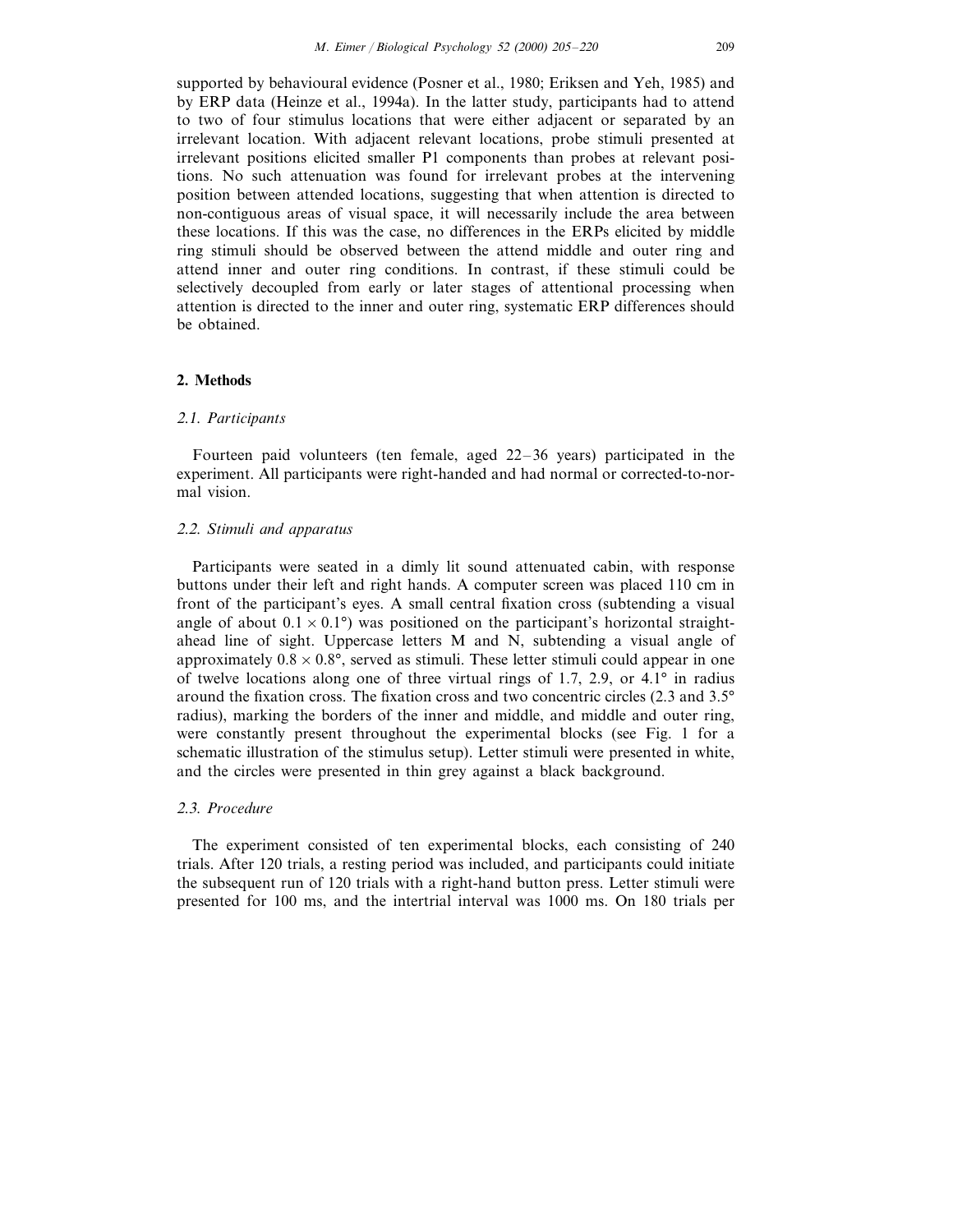supported by behavioural evidence (Posner et al., 1980; Eriksen and Yeh, 1985) and by ERP data (Heinze et al., 1994a). In the latter study, participants had to attend to two of four stimulus locations that were either adjacent or separated by an irrelevant location. With adjacent relevant locations, probe stimuli presented at irrelevant positions elicited smaller P1 components than probes at relevant positions. No such attenuation was found for irrelevant probes at the intervening position between attended locations, suggesting that when attention is directed to non-contiguous areas of visual space, it will necessarily include the area between these locations. If this was the case, no differences in the ERPs elicited by middle ring stimuli should be observed between the attend middle and outer ring and attend inner and outer ring conditions. In contrast, if these stimuli could be selectively decoupled from early or later stages of attentional processing when attention is directed to the inner and outer ring, systematic ERP differences should be obtained.

## 2. Methods

### 2.1. Participants

Fourteen paid volunteers (ten female, aged 22–36 years) participated in the experiment. All participants were right-handed and had normal or corrected-to-normal vision.

### 2.2. Stimuli and apparatus

Participants were seated in a dimly lit sound attenuated cabin, with response buttons under their left and right hands. A computer screen was placed 110 cm in front of the participant's eyes. A small central fixation cross (subtending a visual angle of about $0.1 \times 0.1°$) was positioned on the participant's horizontal straight-ahead line of sight. Uppercase letters M and N, subtending a visual angle of approximately $0.8 \times 0.8°$, served as stimuli. These letter stimuli could appear in one of twelve locations along one of three virtual rings of 1.7, 2.9, or 4.1° in radius around the fixation cross. The fixation cross and two concentric circles (2.3 and 3.5° radius), marking the borders of the inner and middle, and middle and outer ring, were constantly present throughout the experimental blocks (see Fig. 1 for a schematic illustration of the stimulus setup). Letter stimuli were presented in white, and the circles were presented in thin grey against a black background.

### 2.3. Procedure

The experiment consisted of ten experimental blocks, each consisting of 240 trials. After 120 trials, a resting period was included, and participants could initiate the subsequent run of 120 trials with a right-hand button press. Letter stimuli were presented for 100 ms, and the intertrial interval was 1000 ms. On 180 trials per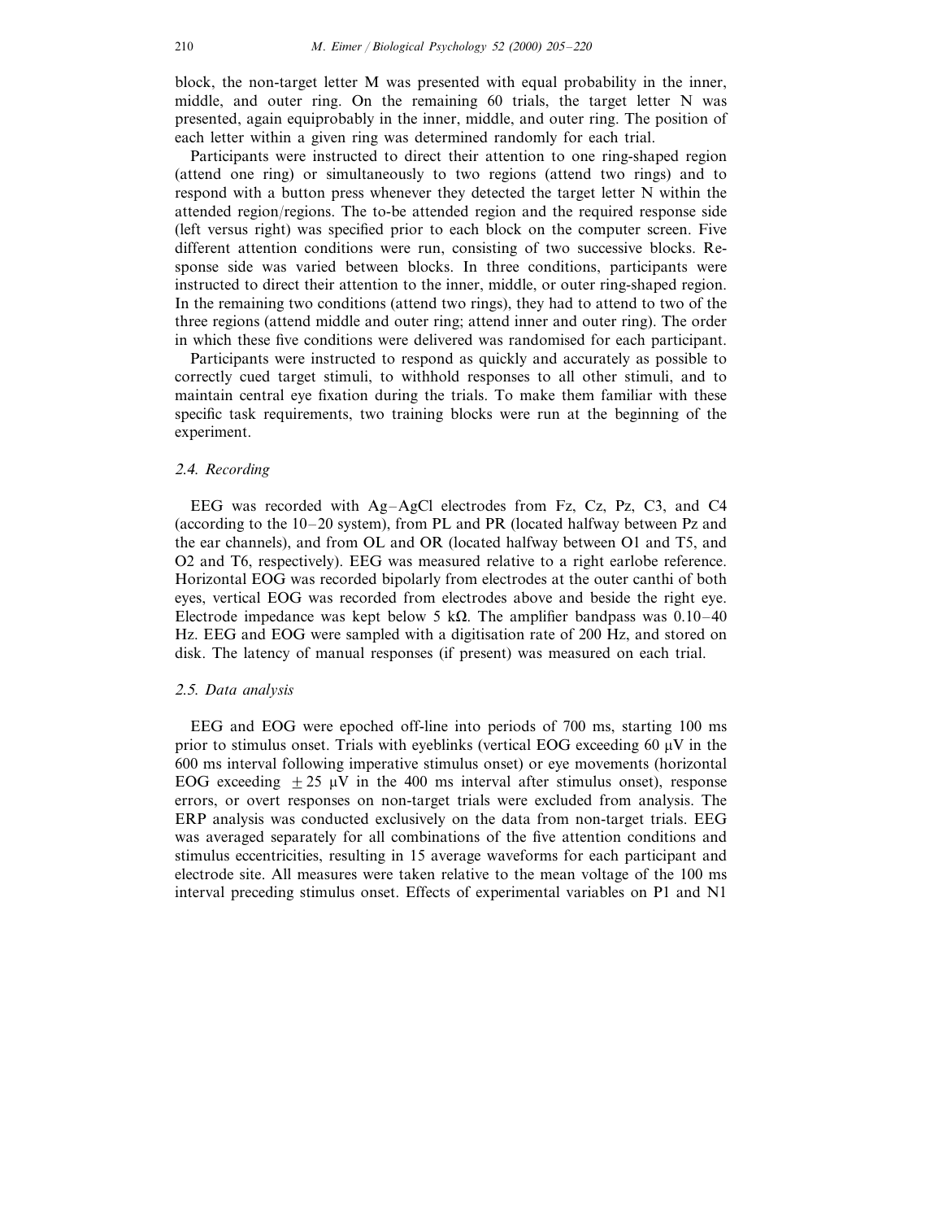block, the non-target letter M was presented with equal probability in the inner, middle, and outer ring. On the remaining 60 trials, the target letter N was presented, again equiprobably in the inner, middle, and outer ring. The position of each letter within a given ring was determined randomly for each trial.

Participants were instructed to direct their attention to one ring-shaped region (attend one ring) or simultaneously to two regions (attend two rings) and to respond with a button press whenever they detected the target letter N within the attended region/regions. The to-be attended region and the required response side (left versus right) was specified prior to each block on the computer screen. Five different attention conditions were run, consisting of two successive blocks. Response side was varied between blocks. In three conditions, participants were instructed to direct their attention to the inner, middle, or outer ring-shaped region. In the remaining two conditions (attend two rings), they had to attend to two of the three regions (attend middle and outer ring; attend inner and outer ring). The order in which these five conditions were delivered was randomised for each participant.

Participants were instructed to respond as quickly and accurately as possible to correctly cued target stimuli, to withhold responses to all other stimuli, and to maintain central eye fixation during the trials. To make them familiar with these specific task requirements, two training blocks were run at the beginning of the experiment.

### *2.4. Recording*

EEG was recorded with Ag–AgCl electrodes from Fz, Cz, Pz, C3, and C4 (according to the 10–20 system), from PL and PR (located halfway between Pz and the ear channels), and from OL and OR (located halfway between O1 and T5, and O2 and T6, respectively). EEG was measured relative to a right earlobe reference. Horizontal EOG was recorded bipolarly from electrodes at the outer canthi of both eyes, vertical EOG was recorded from electrodes above and beside the right eye. Electrode impedance was kept below 5 kΩ. The amplifier bandpass was 0.10–40 Hz. EEG and EOG were sampled with a digitisation rate of 200 Hz, and stored on disk. The latency of manual responses (if present) was measured on each trial.

### *2.5. Data analysis*

EEG and EOG were epoched off-line into periods of 700 ms, starting 100 ms prior to stimulus onset. Trials with eyeblinks (vertical EOG exceeding 60 μV in the 600 ms interval following imperative stimulus onset) or eye movements (horizontal EOG exceeding $\pm 25$ μV in the 400 ms interval after stimulus onset), response errors, or overt responses on non-target trials were excluded from analysis. The ERP analysis was conducted exclusively on the data from non-target trials. EEG was averaged separately for all combinations of the five attention conditions and stimulus eccentricities, resulting in 15 average waveforms for each participant and electrode site. All measures were taken relative to the mean voltage of the 100 ms interval preceding stimulus onset. Effects of experimental variables on P1 and N1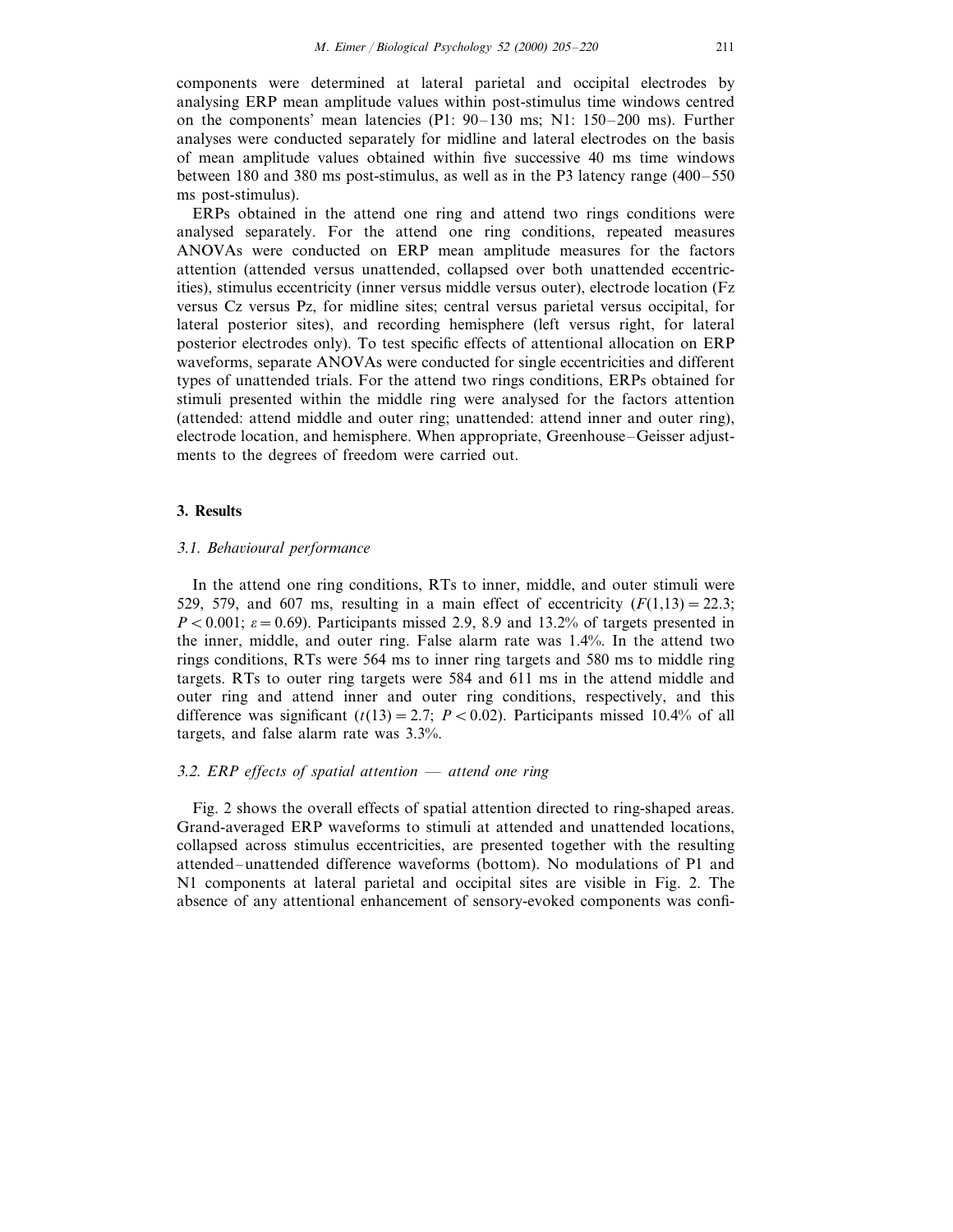components were determined at lateral parietal and occipital electrodes by analysing ERP mean amplitude values within post-stimulus time windows centred on the components' mean latencies (P1: 90–130 ms; N1: 150–200 ms). Further analyses were conducted separately for midline and lateral electrodes on the basis of mean amplitude values obtained within five successive 40 ms time windows between 180 and 380 ms post-stimulus, as well as in the P3 latency range (400–550 ms post-stimulus).

ERPs obtained in the attend one ring and attend two rings conditions were analysed separately. For the attend one ring conditions, repeated measures ANOVAs were conducted on ERP mean amplitude measures for the factors attention (attended versus unattended, collapsed over both unattended eccentricities), stimulus eccentricity (inner versus middle versus outer), electrode location (Fz versus Cz versus Pz, for midline sites; central versus parietal versus occipital, for lateral posterior sites), and recording hemisphere (left versus right, for lateral posterior electrodes only). To test specific effects of attentional allocation on ERP waveforms, separate ANOVAs were conducted for single eccentricities and different types of unattended trials. For the attend two rings conditions, ERPs obtained for stimuli presented within the middle ring were analysed for the factors attention (attended: attend middle and outer ring; unattended: attend inner and outer ring), electrode location, and hemisphere. When appropriate, Greenhouse–Geisser adjustments to the degrees of freedom were carried out.

## 3. Results

### 3.1. *Behavioural performance*

In the attend one ring conditions, RTs to inner, middle, and outer stimuli were 529, 579, and 607 ms, resulting in a main effect of eccentricity ($F(1,13) = 22.3$; $P < 0.001$; $\varepsilon = 0.69$). Participants missed 2.9, 8.9 and 13.2% of targets presented in the inner, middle, and outer ring. False alarm rate was 1.4%. In the attend two rings conditions, RTs were 564 ms to inner ring targets and 580 ms to middle ring targets. RTs to outer ring targets were 584 and 611 ms in the attend middle and outer ring and attend inner and outer ring conditions, respectively, and this difference was significant ($t(13) = 2.7$; $P < 0.02$). Participants missed 10.4% of all targets, and false alarm rate was 3.3%.

### 3.2. *ERP effects of spatial attention — attend one ring*

Fig. 2 shows the overall effects of spatial attention directed to ring-shaped areas. Grand-averaged ERP waveforms to stimuli at attended and unattended locations, collapsed across stimulus eccentricities, are presented together with the resulting attended–unattended difference waveforms (bottom). No modulations of P1 and N1 components at lateral parietal and occipital sites are visible in Fig. 2. The absence of any attentional enhancement of sensory-evoked components was confi-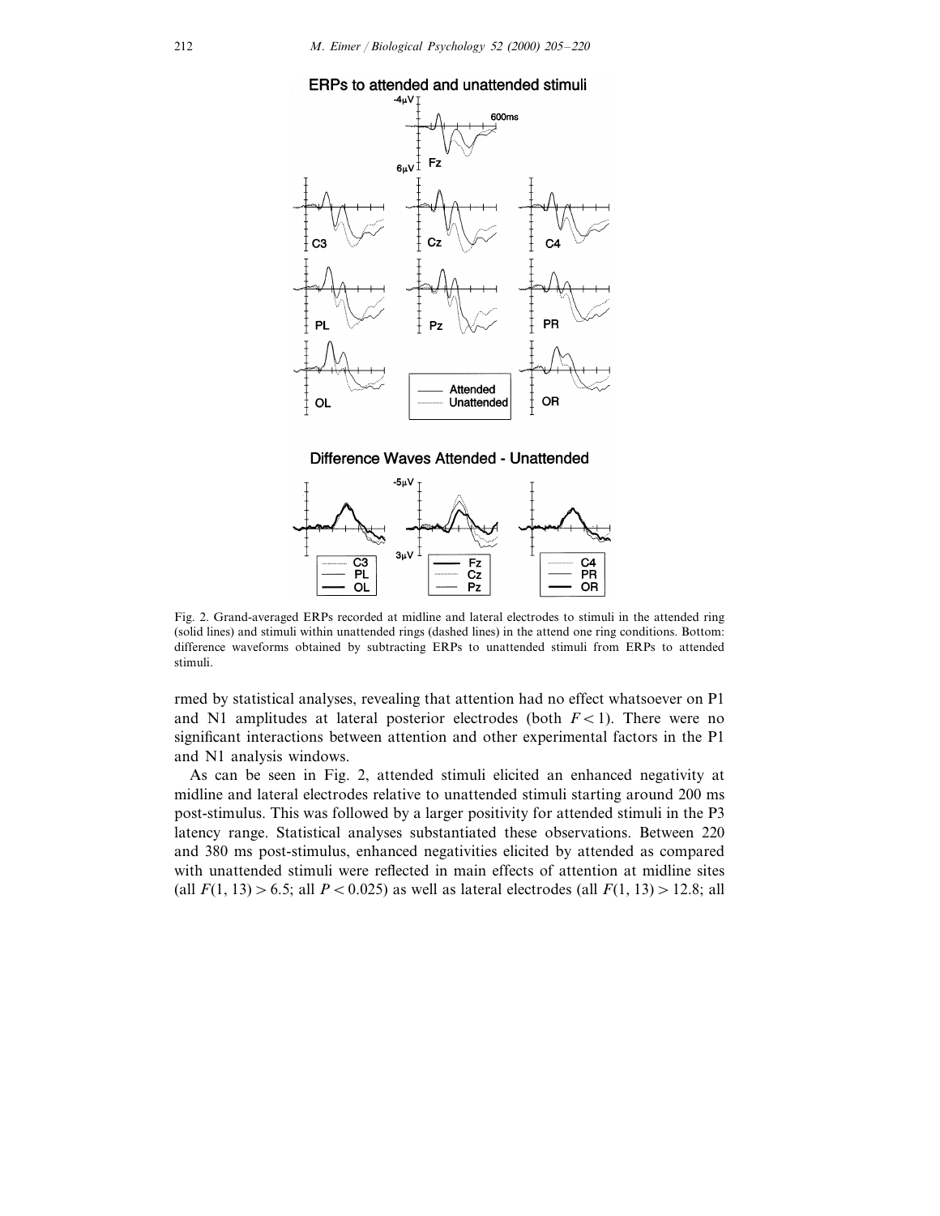Fig. 2. Grand-averaged ERPs recorded at midline and lateral electrodes to stimuli in the attended ring (solid lines) and stimuli within unattended rings (dashed lines) in the attend one ring conditions. Bottom: difference waveforms obtained by subtracting ERPs to unattended stimuli from ERPs to attended stimuli.

rmed by statistical analyses, revealing that attention had no effect whatsoever on P1 and N1 amplitudes at lateral posterior electrodes (both $F < 1$). There were no significant interactions between attention and other experimental factors in the P1 and N1 analysis windows.

As can be seen in Fig. 2, attended stimuli elicited an enhanced negativity at midline and lateral electrodes relative to unattended stimuli starting around 200 ms post-stimulus. This was followed by a larger positivity for attended stimuli in the P3 latency range. Statistical analyses substantiated these observations. Between 220 and 380 ms post-stimulus, enhanced negativities elicited by attended as compared with unattended stimuli were reflected in main effects of attention at midline sites (all $F(1, 13) > 6.5$; all $P < 0.025$) as well as lateral electrodes (all $F(1, 13) > 12.8$; all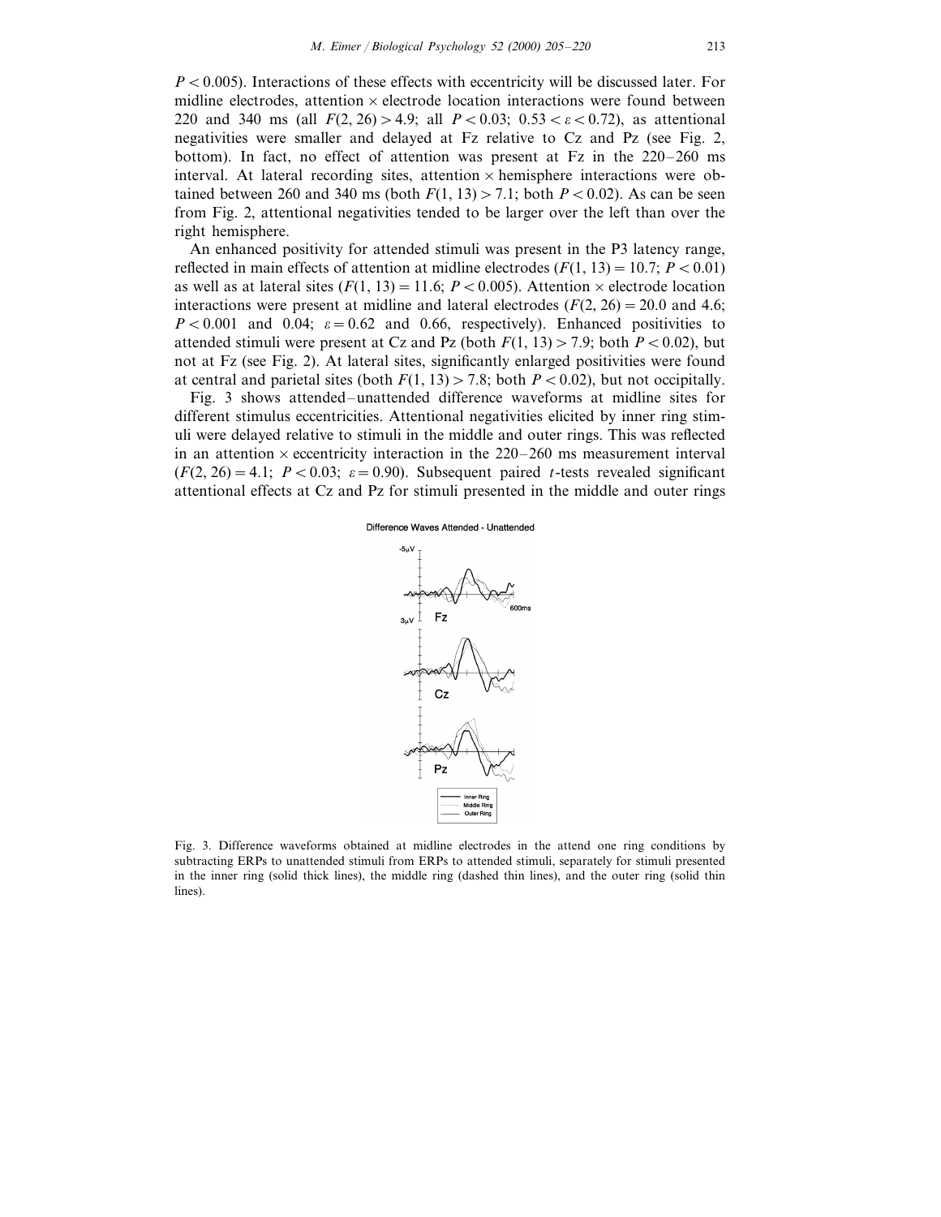$P < 0.005$). Interactions of these effects with eccentricity will be discussed later. For midline electrodes, attention × electrode location interactions were found between 220 and 340 ms (all $F(2, 26) > 4.9$; all $P < 0.03$; $0.53 < \varepsilon < 0.72$), as attentional negativities were smaller and delayed at Fz relative to Cz and Pz (see Fig. 2, bottom). In fact, no effect of attention was present at Fz in the 220–260 ms interval. At lateral recording sites, attention × hemisphere interactions were obtained between 260 and 340 ms (both $F(1, 13) > 7.1$; both $P < 0.02$). As can be seen from Fig. 2, attentional negativities tended to be larger over the left than over the right hemisphere.

An enhanced positivity for attended stimuli was present in the P3 latency range, reflected in main effects of attention at midline electrodes ($F(1, 13) = 10.7$; $P < 0.01$) as well as at lateral sites ($F(1, 13) = 11.6$; $P < 0.005$). Attention × electrode location interactions were present at midline and lateral electrodes ($F(2, 26) = 20.0$ and 4.6; $P < 0.001$ and 0.04; $\varepsilon = 0.62$ and 0.66, respectively). Enhanced positivities to attended stimuli were present at Cz and Pz (both $F(1, 13) > 7.9$; both $P < 0.02$), but not at Fz (see Fig. 2). At lateral sites, significantly enlarged positivities were found at central and parietal sites (both $F(1, 13) > 7.8$; both $P < 0.02$), but not occipitally.

Fig. 3 shows attended–unattended difference waveforms at midline sites for different stimulus eccentricities. Attentional negativities elicited by inner ring stimuli were delayed relative to stimuli in the middle and outer rings. This was reflected in an attention × eccentricity interaction in the 220–260 ms measurement interval ($F(2, 26) = 4.1$; $P < 0.03$; $\varepsilon = 0.90$). Subsequent paired $t$-tests revealed significant attentional effects at Cz and Pz for stimuli presented in the middle and outer rings

Fig. 3. Difference waveforms obtained at midline electrodes in the attend one ring conditions by subtracting ERPs to unattended stimuli from ERPs to attended stimuli, separately for stimuli presented in the inner ring (solid thick lines), the middle ring (dashed thin lines), and the outer ring (solid thin lines).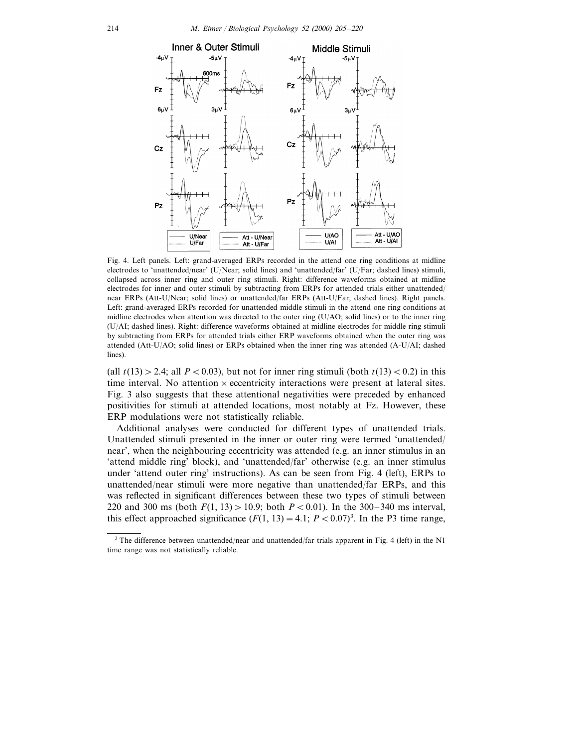Fig. 4. Left panels. Left: grand-averaged ERPs recorded in the attend one ring conditions at midline electrodes to 'unattended/near' (U/Near; solid lines) and 'unattended/far' (U/Far; dashed lines) stimuli, collapsed across inner ring and outer ring stimuli. Right: difference waveforms obtained at midline electrodes for inner and outer stimuli by subtracting from ERPs for attended trials either unattended/near ERPs (Att-U/Near; solid lines) or unattended/far ERPs (Att-U/Far; dashed lines). Right panels. Left: grand-averaged ERPs recorded for unattended middle stimuli in the attend one ring conditions at midline electrodes when attention was directed to the outer ring (U/AO; solid lines) or to the inner ring (U/AI; dashed lines). Right: difference waveforms obtained at midline electrodes for middle ring stimuli by subtracting from ERPs for attended trials either ERP waveforms obtained when the outer ring was attended (Att-U/AO; solid lines) or ERPs obtained when the inner ring was attended (A-U/AI; dashed lines).

(all $t(13) > 2.4$; all $P < 0.03$), but not for inner ring stimuli (both $t(13) < 0.2$) in this time interval. No attention × eccentricity interactions were present at lateral sites. Fig. 3 also suggests that these attentional negativities were preceded by enhanced positivities for stimuli at attended locations, most notably at Fz. However, these ERP modulations were not statistically reliable.

Additional analyses were conducted for different types of unattended trials. Unattended stimuli presented in the inner or outer ring were termed 'unattended/near', when the neighbouring eccentricity was attended (e.g. an inner stimulus in an 'attend middle ring' block), and 'unattended/far' otherwise (e.g. an inner stimulus under 'attend outer ring' instructions). As can be seen from Fig. 4 (left), ERPs to unattended/near stimuli were more negative than unattended/far ERPs, and this was reflected in significant differences between these two types of stimuli between 220 and 300 ms (both $F(1, 13) > 10.9$; both $P < 0.01$). In the 300–340 ms interval, this effect approached significance ($F(1, 13) = 4.1$; $P < 0.07$)[3]. In the P3 time range,

[3] The difference between unattended/near and unattended/far trials apparent in Fig. 4 (left) in the N1 time range was not statistically reliable.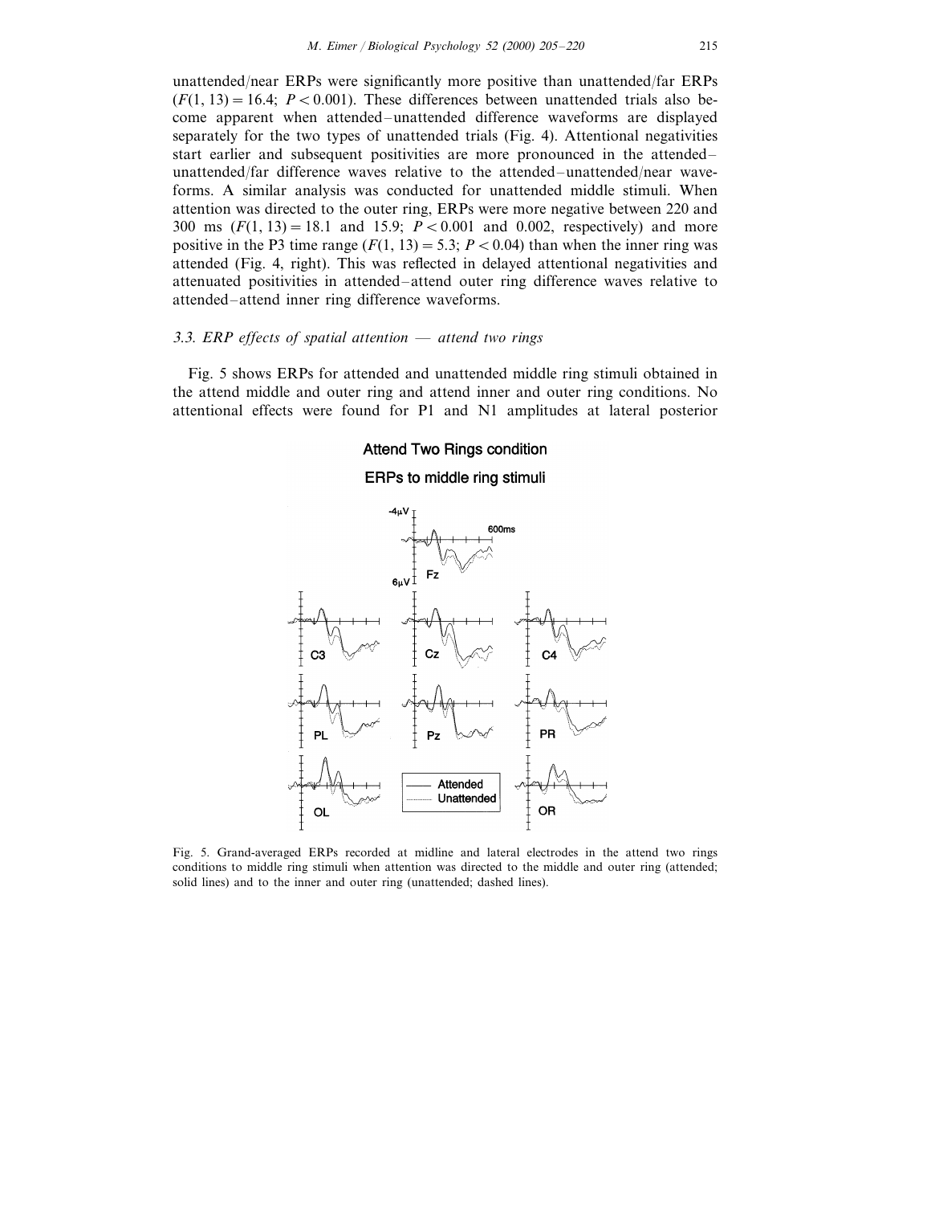unattended/near ERPs were significantly more positive than unattended/far ERPs ($F(1, 13) = 16.4$; $P < 0.001$). These differences between unattended trials also become apparent when attended–unattended difference waveforms are displayed separately for the two types of unattended trials (Fig. 4). Attentional negativities start earlier and subsequent positivities are more pronounced in the attended–unattended/far difference waves relative to the attended–unattended/near waveforms. A similar analysis was conducted for unattended middle stimuli. When attention was directed to the outer ring, ERPs were more negative between 220 and 300 ms ($F(1, 13) = 18.1$ and 15.9; $P < 0.001$ and 0.002, respectively) and more positive in the P3 time range ($F(1, 13) = 5.3$; $P < 0.04$) than when the inner ring was attended (Fig. 4, right). This was reflected in delayed attentional negativities and attenuated positivities in attended–attend outer ring difference waves relative to attended–attend inner ring difference waveforms.

### 3.3. ERP effects of spatial attention — attend two rings

Fig. 5 shows ERPs for attended and unattended middle ring stimuli obtained in the attend middle and outer ring and attend inner and outer ring conditions. No attentional effects were found for P1 and N1 amplitudes at lateral posterior

Fig. 5. Grand-averaged ERPs recorded at midline and lateral electrodes in the attend two rings conditions to middle ring stimuli when attention was directed to the middle and outer ring (attended; solid lines) and to the inner and outer ring (unattended; dashed lines).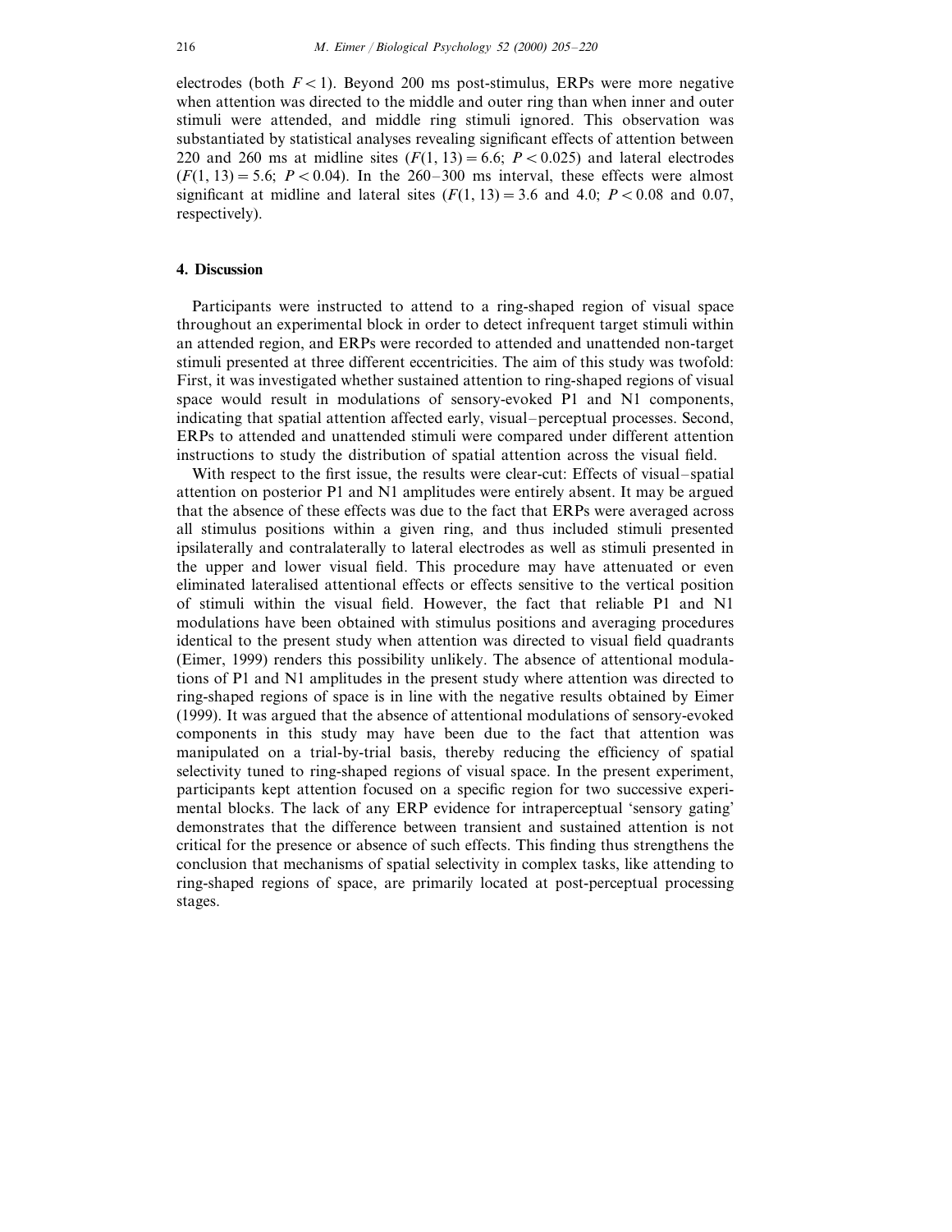electrodes (both $F < 1$). Beyond 200 ms post-stimulus, ERPs were more negative when attention was directed to the middle and outer ring than when inner and outer stimuli were attended, and middle ring stimuli ignored. This observation was substantiated by statistical analyses revealing significant effects of attention between 220 and 260 ms at midline sites ($F(1, 13) = 6.6$; $P < 0.025$) and lateral electrodes ($F(1, 13) = 5.6$; $P < 0.04$). In the 260–300 ms interval, these effects were almost significant at midline and lateral sites ($F(1, 13) = 3.6$ and 4.0; $P < 0.08$ and 0.07, respectively).

## 4. Discussion

Participants were instructed to attend to a ring-shaped region of visual space throughout an experimental block in order to detect infrequent target stimuli within an attended region, and ERPs were recorded to attended and unattended non-target stimuli presented at three different eccentricities. The aim of this study was twofold: First, it was investigated whether sustained attention to ring-shaped regions of visual space would result in modulations of sensory-evoked P1 and N1 components, indicating that spatial attention affected early, visual–perceptual processes. Second, ERPs to attended and unattended stimuli were compared under different attention instructions to study the distribution of spatial attention across the visual field.

With respect to the first issue, the results were clear-cut: Effects of visual–spatial attention on posterior P1 and N1 amplitudes were entirely absent. It may be argued that the absence of these effects was due to the fact that ERPs were averaged across all stimulus positions within a given ring, and thus included stimuli presented ipsilaterally and contralaterally to lateral electrodes as well as stimuli presented in the upper and lower visual field. This procedure may have attenuated or even eliminated lateralised attentional effects or effects sensitive to the vertical position of stimuli within the visual field. However, the fact that reliable P1 and N1 modulations have been obtained with stimulus positions and averaging procedures identical to the present study when attention was directed to visual field quadrants (Eimer, 1999) renders this possibility unlikely. The absence of attentional modulations of P1 and N1 amplitudes in the present study where attention was directed to ring-shaped regions of space is in line with the negative results obtained by Eimer (1999). It was argued that the absence of attentional modulations of sensory-evoked components in this study may have been due to the fact that attention was manipulated on a trial-by-trial basis, thereby reducing the efficiency of spatial selectivity tuned to ring-shaped regions of visual space. In the present experiment, participants kept attention focused on a specific region for two successive experimental blocks. The lack of any ERP evidence for intraperceptual 'sensory gating' demonstrates that the difference between transient and sustained attention is not critical for the presence or absence of such effects. This finding thus strengthens the conclusion that mechanisms of spatial selectivity in complex tasks, like attending to ring-shaped regions of space, are primarily located at post-perceptual processing stages.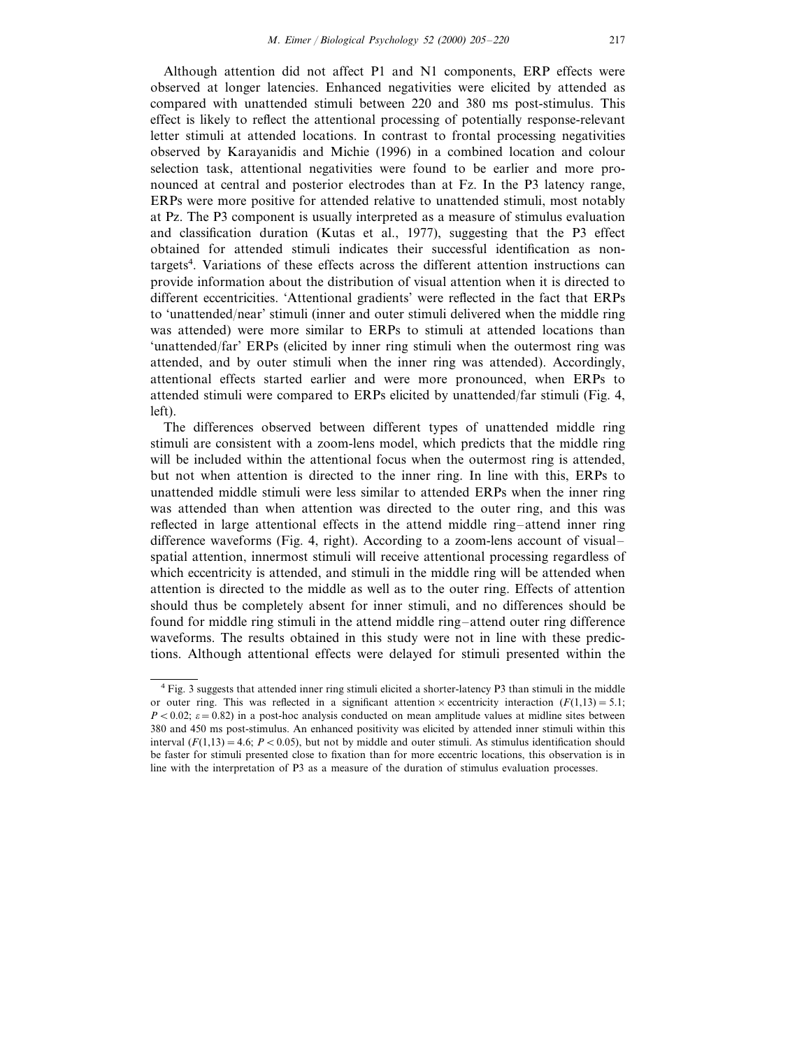Although attention did not affect P1 and N1 components, ERP effects were observed at longer latencies. Enhanced negativities were elicited by attended as compared with unattended stimuli between 220 and 380 ms post-stimulus. This effect is likely to reflect the attentional processing of potentially response-relevant letter stimuli at attended locations. In contrast to frontal processing negativities observed by Karayanidis and Michie (1996) in a combined location and colour selection task, attentional negativities were found to be earlier and more pronounced at central and posterior electrodes than at Fz. In the P3 latency range, ERPs were more positive for attended relative to unattended stimuli, most notably at Pz. The P3 component is usually interpreted as a measure of stimulus evaluation and classification duration (Kutas et al., 1977), suggesting that the P3 effect obtained for attended stimuli indicates their successful identification as non-targets[4]. Variations of these effects across the different attention instructions can provide information about the distribution of visual attention when it is directed to different eccentricities. 'Attentional gradients' were reflected in the fact that ERPs to 'unattended/near' stimuli (inner and outer stimuli delivered when the middle ring was attended) were more similar to ERPs to stimuli at attended locations than 'unattended/far' ERPs (elicited by inner ring stimuli when the outermost ring was attended, and by outer stimuli when the inner ring was attended). Accordingly, attentional effects started earlier and were more pronounced, when ERPs to attended stimuli were compared to ERPs elicited by unattended/far stimuli (Fig. 4, left).

The differences observed between different types of unattended middle ring stimuli are consistent with a zoom-lens model, which predicts that the middle ring will be included within the attentional focus when the outermost ring is attended, but not when attention is directed to the inner ring. In line with this, ERPs to unattended middle stimuli were less similar to attended ERPs when the inner ring was attended than when attention was directed to the outer ring, and this was reflected in large attentional effects in the attend middle ring–attend inner ring difference waveforms (Fig. 4, right). According to a zoom-lens account of visual–spatial attention, innermost stimuli will receive attentional processing regardless of which eccentricity is attended, and stimuli in the middle ring will be attended when attention is directed to the middle as well as to the outer ring. Effects of attention should thus be completely absent for inner stimuli, and no differences should be found for middle ring stimuli in the attend middle ring–attend outer ring difference waveforms. The results obtained in this study were not in line with these predictions. Although attentional effects were delayed for stimuli presented within the

---

[4] Fig. 3 suggests that attended inner ring stimuli elicited a shorter-latency P3 than stimuli in the middle or outer ring. This was reflected in a significant attention × eccentricity interaction ($F(1,13) = 5.1$; $P < 0.02$; $\varepsilon = 0.82$) in a post-hoc analysis conducted on mean amplitude values at midline sites between 380 and 450 ms post-stimulus. An enhanced positivity was elicited by attended inner stimuli within this interval ($F(1,13) = 4.6$; $P < 0.05$), but not by middle and outer stimuli. As stimulus identification should be faster for stimuli presented close to fixation than for more eccentric locations, this observation is in line with the interpretation of P3 as a measure of the duration of stimulus evaluation processes.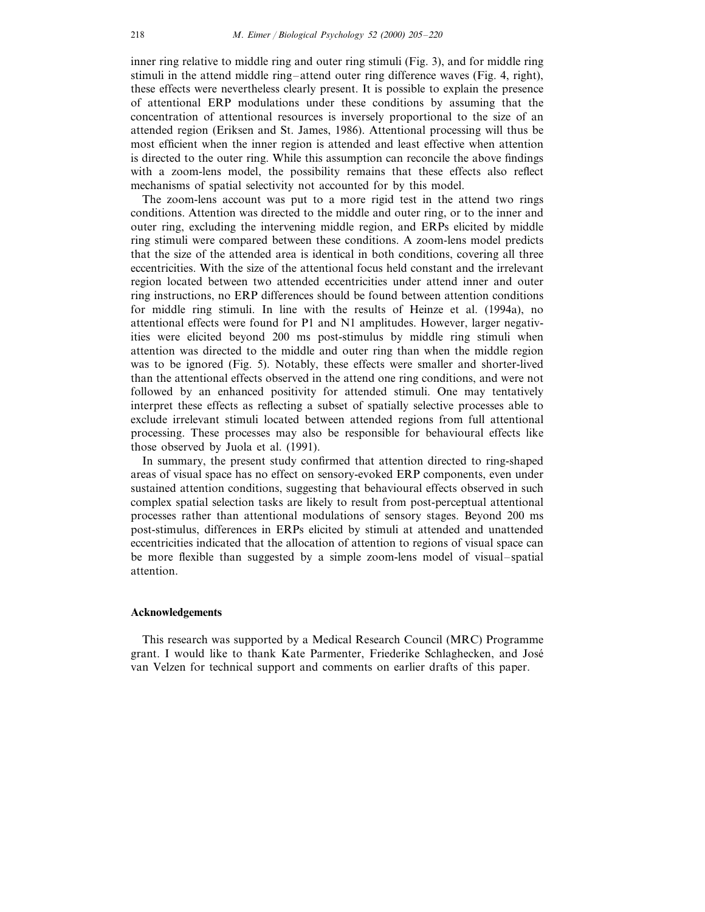inner ring relative to middle ring and outer ring stimuli (Fig. 3), and for middle ring stimuli in the attend middle ring–attend outer ring difference waves (Fig. 4, right), these effects were nevertheless clearly present. It is possible to explain the presence of attentional ERP modulations under these conditions by assuming that the concentration of attentional resources is inversely proportional to the size of an attended region (Eriksen and St. James, 1986). Attentional processing will thus be most efficient when the inner region is attended and least effective when attention is directed to the outer ring. While this assumption can reconcile the above findings with a zoom-lens model, the possibility remains that these effects also reflect mechanisms of spatial selectivity not accounted for by this model.

The zoom-lens account was put to a more rigid test in the attend two rings conditions. Attention was directed to the middle and outer ring, or to the inner and outer ring, excluding the intervening middle region, and ERPs elicited by middle ring stimuli were compared between these conditions. A zoom-lens model predicts that the size of the attended area is identical in both conditions, covering all three eccentricities. With the size of the attentional focus held constant and the irrelevant region located between two attended eccentricities under attend inner and outer ring instructions, no ERP differences should be found between attention conditions for middle ring stimuli. In line with the results of Heinze et al. (1994a), no attentional effects were found for P1 and N1 amplitudes. However, larger negativities were elicited beyond 200 ms post-stimulus by middle ring stimuli when attention was directed to the middle and outer ring than when the middle region was to be ignored (Fig. 5). Notably, these effects were smaller and shorter-lived than the attentional effects observed in the attend one ring conditions, and were not followed by an enhanced positivity for attended stimuli. One may tentatively interpret these effects as reflecting a subset of spatially selective processes able to exclude irrelevant stimuli located between attended regions from full attentional processing. These processes may also be responsible for behavioural effects like those observed by Juola et al. (1991).

In summary, the present study confirmed that attention directed to ring-shaped areas of visual space has no effect on sensory-evoked ERP components, even under sustained attention conditions, suggesting that behavioural effects observed in such complex spatial selection tasks are likely to result from post-perceptual attentional processes rather than attentional modulations of sensory stages. Beyond 200 ms post-stimulus, differences in ERPs elicited by stimuli at attended and unattended eccentricities indicated that the allocation of attention to regions of visual space can be more flexible than suggested by a simple zoom-lens model of visual–spatial attention.

## Acknowledgements

This research was supported by a Medical Research Council (MRC) Programme grant. I would like to thank Kate Parmenter, Friederike Schlaghecken, and José van Velzen for technical support and comments on earlier drafts of this paper.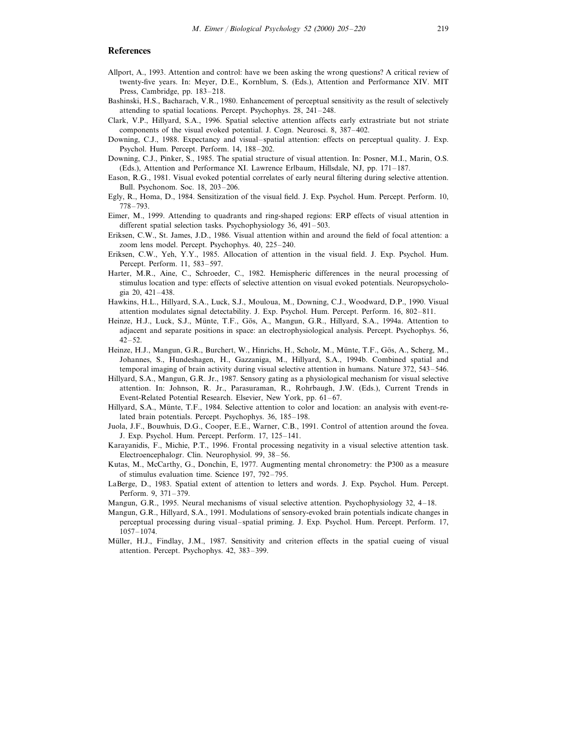## References

Allport, A., 1993. Attention and control: have we been asking the wrong questions? A critical review of twenty-five years. In: Meyer, D.E., Kornblum, S. (Eds.), Attention and Performance XIV. MIT Press, Cambridge, pp. 183–218.

Bashinski, H.S., Bacharach, V.R., 1980. Enhancement of perceptual sensitivity as the result of selectively attending to spatial locations. Percept. Psychophys. 28, 241–248.

Clark, V.P., Hillyard, S.A., 1996. Spatial selective attention affects early extrastriate but not striate components of the visual evoked potential. J. Cogn. Neurosci. 8, 387–402.

Downing, C.J., 1988. Expectancy and visual–spatial attention: effects on perceptual quality. J. Exp. Psychol. Hum. Percept. Perform. 14, 188–202.

Downing, C.J., Pinker, S., 1985. The spatial structure of visual attention. In: Posner, M.I., Marin, O.S. (Eds.), Attention and Performance XI. Lawrence Erlbaum, Hillsdale, NJ, pp. 171–187.

Eason, R.G., 1981. Visual evoked potential correlates of early neural filtering during selective attention. Bull. Psychonom. Soc. 18, 203–206.

Egly, R., Homa, D., 1984. Sensitization of the visual field. J. Exp. Psychol. Hum. Percept. Perform. 10, 778–793.

Eimer, M., 1999. Attending to quadrants and ring-shaped regions: ERP effects of visual attention in different spatial selection tasks. Psychophysiology 36, 491–503.

Eriksen, C.W., St. James, J.D., 1986. Visual attention within and around the field of focal attention: a zoom lens model. Percept. Psychophys. 40, 225–240.

Eriksen, C.W., Yeh, Y.Y., 1985. Allocation of attention in the visual field. J. Exp. Psychol. Hum. Percept. Perform. 11, 583–597.

Harter, M.R., Aine, C., Schroeder, C., 1982. Hemispheric differences in the neural processing of stimulus location and type: effects of selective attention on visual evoked potentials. Neuropsychologia 20, 421–438.

Hawkins, H.L., Hillyard, S.A., Luck, S.J., Mouloua, M., Downing, C.J., Woodward, D.P., 1990. Visual attention modulates signal detectability. J. Exp. Psychol. Hum. Percept. Perform. 16, 802–811.

Heinze, H.J., Luck, S.J., Münte, T.F., Gös, A., Mangun, G.R., Hillyard, S.A., 1994a. Attention to adjacent and separate positions in space: an electrophysiological analysis. Percept. Psychophys. 56, 42–52.

Heinze, H.J., Mangun, G.R., Burchert, W., Hinrichs, H., Scholz, M., Münte, T.F., Gös, A., Scherg, M., Johannes, S., Hundeshagen, H., Gazzaniga, M., Hillyard, S.A., 1994b. Combined spatial and temporal imaging of brain activity during visual selective attention in humans. Nature 372, 543–546.

Hillyard, S.A., Mangun, G.R. Jr., 1987. Sensory gating as a physiological mechanism for visual selective attention. In: Johnson, R. Jr., Parasuraman, R., Rohrbaugh, J.W. (Eds.), Current Trends in Event-Related Potential Research. Elsevier, New York, pp. 61–67.

Hillyard, S.A., Münte, T.F., 1984. Selective attention to color and location: an analysis with event-related brain potentials. Percept. Psychophys. 36, 185–198.

Juola, J.F., Bouwhuis, D.G., Cooper, E.E., Warner, C.B., 1991. Control of attention around the fovea. J. Exp. Psychol. Hum. Percept. Perform. 17, 125–141.

Karayanidis, F., Michie, P.T., 1996. Frontal processing negativity in a visual selective attention task. Electroencephalogr. Clin. Neurophysiol. 99, 38–56.

Kutas, M., McCarthy, G., Donchin, E, 1977. Augmenting mental chronometry: the P300 as a measure of stimulus evaluation time. Science 197, 792–795.

LaBerge, D., 1983. Spatial extent of attention to letters and words. J. Exp. Psychol. Hum. Percept. Perform. 9, 371–379.

Mangun, G.R., 1995. Neural mechanisms of visual selective attention. Psychophysiology 32, 4–18.

Mangun, G.R., Hillyard, S.A., 1991. Modulations of sensory-evoked brain potentials indicate changes in perceptual processing during visual–spatial priming. J. Exp. Psychol. Hum. Percept. Perform. 17, 1057–1074.

Müller, H.J., Findlay, J.M., 1987. Sensitivity and criterion effects in the spatial cueing of visual attention. Percept. Psychophys. 42, 383–399.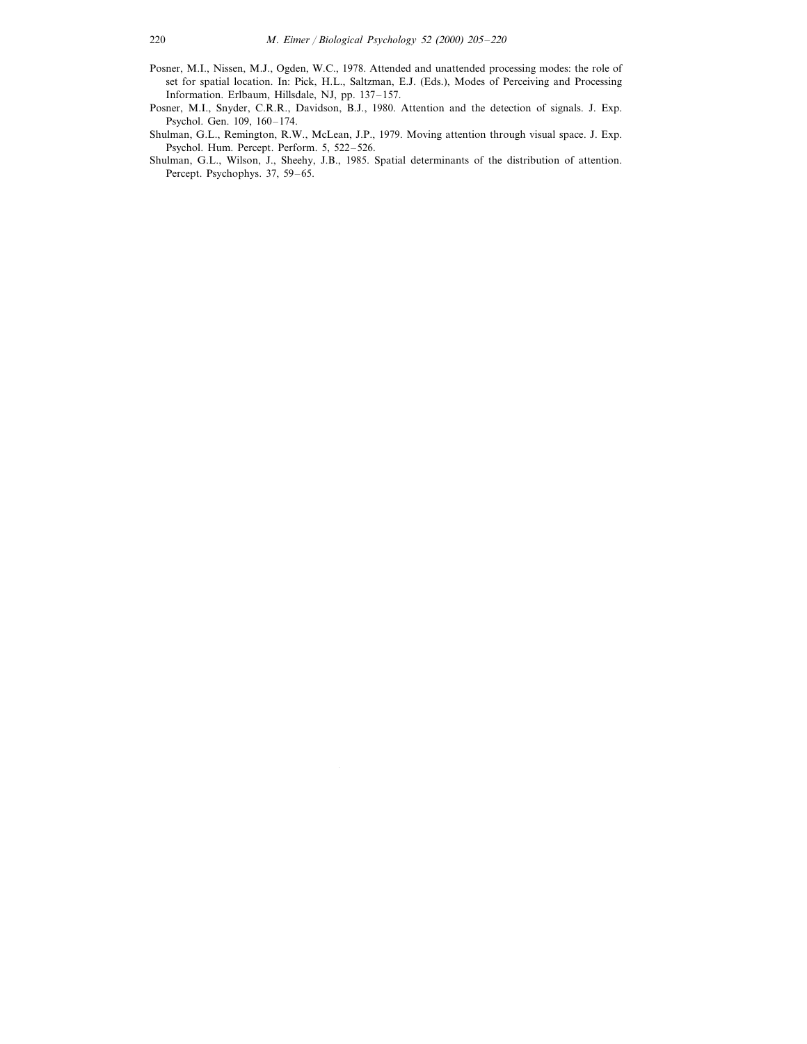Posner, M.I., Nissen, M.J., Ogden, W.C., 1978. Attended and unattended processing modes: the role of set for spatial location. In: Pick, H.L., Saltzman, E.J. (Eds.), Modes of Perceiving and Processing Information. Erlbaum, Hillsdale, NJ, pp. 137–157.

Posner, M.I., Snyder, C.R.R., Davidson, B.J., 1980. Attention and the detection of signals. J. Exp. Psychol. Gen. 109, 160–174.

Shulman, G.L., Remington, R.W., McLean, J.P., 1979. Moving attention through visual space. J. Exp. Psychol. Hum. Percept. Perform. 5, 522–526.

Shulman, G.L., Wilson, J., Sheehy, J.B., 1985. Spatial determinants of the distribution of attention. Percept. Psychophys. 37, 59–65.